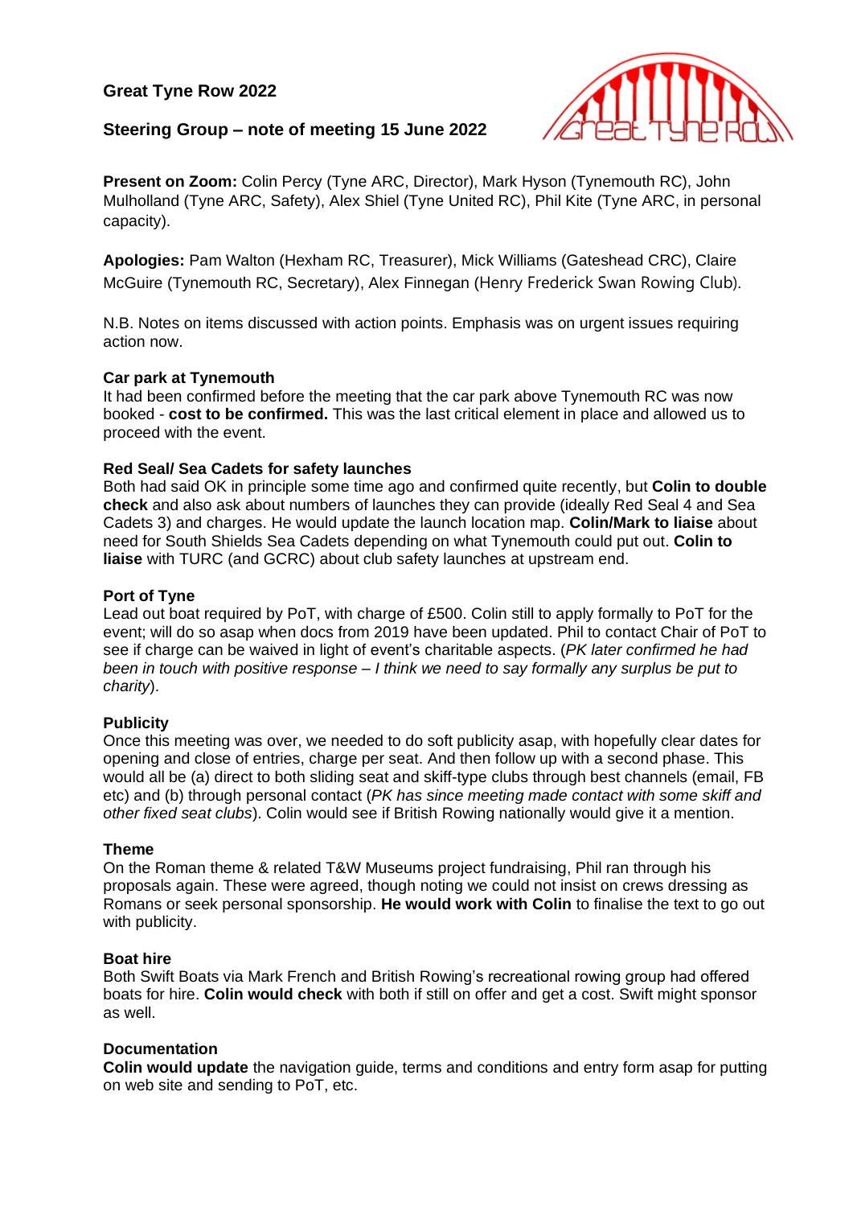# Great Tyne Row 2022

## Steering Group – note of meeting 15 June 2022

**Present on Zoom:** Colin Percy (Tyne ARC, Director), Mark Hyson (Tynemouth RC), John Mulholland (Tyne ARC, Safety), Alex Shiel (Tyne United RC), Phil Kite (Tyne ARC, in personal capacity).

**Apologies:** Pam Walton (Hexham RC, Treasurer), Mick Williams (Gateshead CRC), Claire McGuire (Tynemouth RC, Secretary), Alex Finnegan (Henry Frederick Swan Rowing Club).

N.B. Notes on items discussed with action points. Emphasis was on urgent issues requiring action now.

**Car park at Tynemouth**

It had been confirmed before the meeting that the car park above Tynemouth RC was now booked - **cost to be confirmed.** This was the last critical element in place and allowed us to proceed with the event.

**Red Seal/ Sea Cadets for safety launches**

Both had said OK in principle some time ago and confirmed quite recently, but **Colin to double check** and also ask about numbers of launches they can provide (ideally Red Seal 4 and Sea Cadets 3) and charges. He would update the launch location map. **Colin/Mark to liaise** about need for South Shields Sea Cadets depending on what Tynemouth could put out. **Colin to liaise** with TURC (and GCRC) about club safety launches at upstream end.

**Port of Tyne**

Lead out boat required by PoT, with charge of £500. Colin still to apply formally to PoT for the event; will do so asap when docs from 2019 have been updated. Phil to contact Chair of PoT to see if charge can be waived in light of event's charitable aspects. (*PK later confirmed he had been in touch with positive response – I think we need to say formally any surplus be put to charity*).

**Publicity**

Once this meeting was over, we needed to do soft publicity asap, with hopefully clear dates for opening and close of entries, charge per seat. And then follow up with a second phase. This would all be (a) direct to both sliding seat and skiff-type clubs through best channels (email, FB etc) and (b) through personal contact (*PK has since meeting made contact with some skiff and other fixed seat clubs*). Colin would see if British Rowing nationally would give it a mention.

**Theme**

On the Roman theme & related T&W Museums project fundraising, Phil ran through his proposals again. These were agreed, though noting we could not insist on crews dressing as Romans or seek personal sponsorship. **He would work with Colin** to finalise the text to go out with publicity.

**Boat hire**

Both Swift Boats via Mark French and British Rowing's recreational rowing group had offered boats for hire. **Colin would check** with both if still on offer and get a cost. Swift might sponsor as well.

**Documentation**

**Colin would update** the navigation guide, terms and conditions and entry form asap for putting on web site and sending to PoT, etc.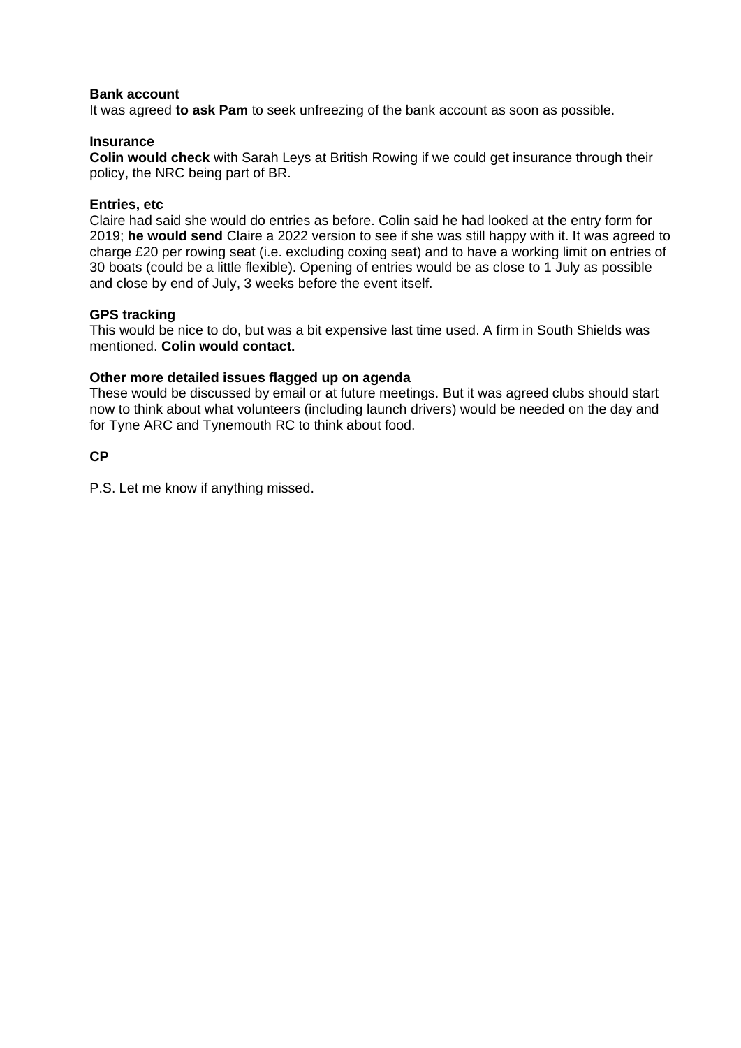**Bank account**
It was agreed **to ask Pam** to seek unfreezing of the bank account as soon as possible.

**Insurance**
**Colin would check** with Sarah Leys at British Rowing if we could get insurance through their policy, the NRC being part of BR.

**Entries, etc**
Claire had said she would do entries as before. Colin said he had looked at the entry form for 2019; **he would send** Claire a 2022 version to see if she was still happy with it. It was agreed to charge £20 per rowing seat (i.e. excluding coxing seat) and to have a working limit on entries of 30 boats (could be a little flexible). Opening of entries would be as close to 1 July as possible and close by end of July, 3 weeks before the event itself.

**GPS tracking**
This would be nice to do, but was a bit expensive last time used. A firm in South Shields was mentioned. **Colin would contact.**

**Other more detailed issues flagged up on agenda**
These would be discussed by email or at future meetings. But it was agreed clubs should start now to think about what volunteers (including launch drivers) would be needed on the day and for Tyne ARC and Tynemouth RC to think about food.

**CP**

P.S. Let me know if anything missed.